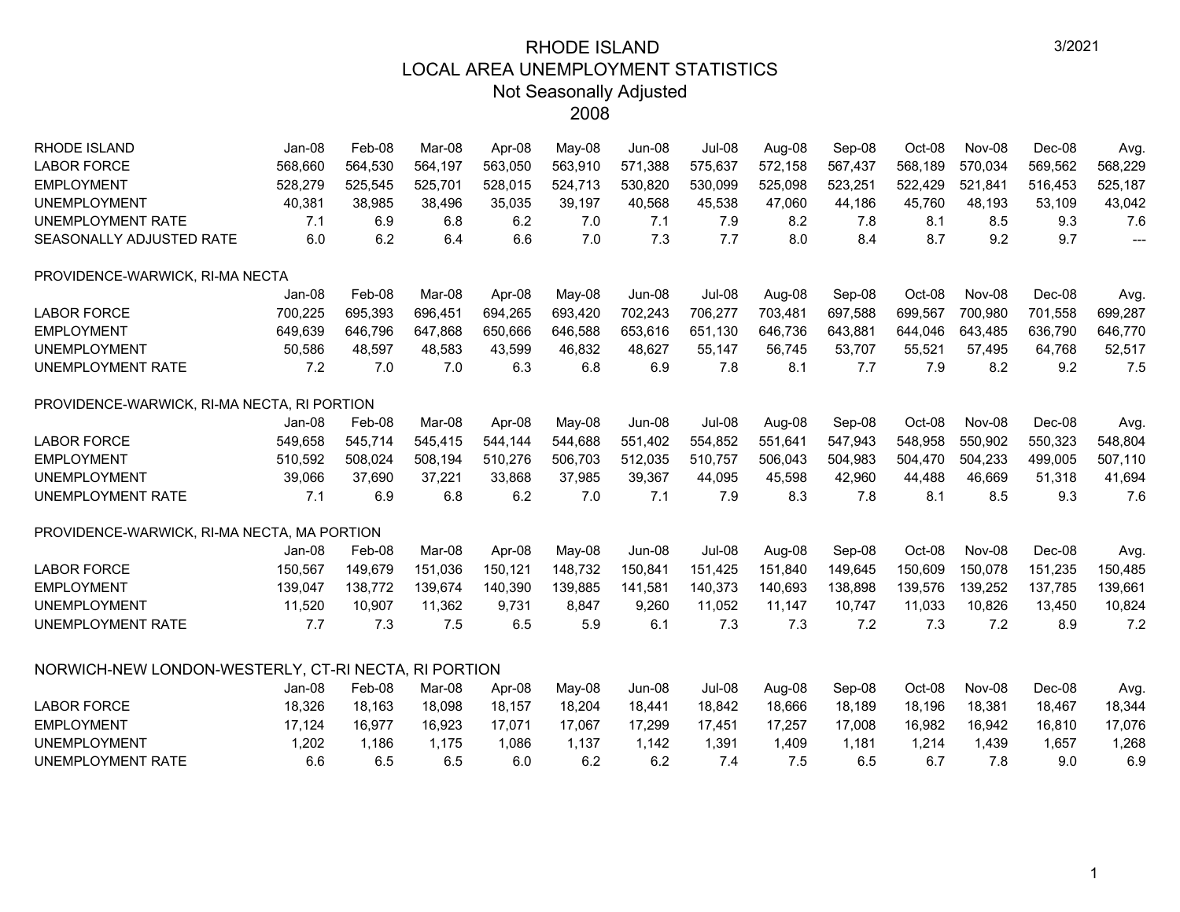# RHODE ISLAND
## LOCAL AREA UNEMPLOYMENT STATISTICS
### Not Seasonally Adjusted
### 2008

3/2021

| RHODE ISLAND | Jan-08 | Feb-08 | Mar-08 | Apr-08 | May-08 | Jun-08 | Jul-08 | Aug-08 | Sep-08 | Oct-08 | Nov-08 | Dec-08 | Avg. |
|---|---|---|---|---|---|---|---|---|---|---|---|---|---|
| LABOR FORCE | 568,660 | 564,530 | 564,197 | 563,050 | 563,910 | 571,388 | 575,637 | 572,158 | 567,437 | 568,189 | 570,034 | 569,562 | 568,229 |
| EMPLOYMENT | 528,279 | 525,545 | 525,701 | 528,015 | 524,713 | 530,820 | 530,099 | 525,098 | 523,251 | 522,429 | 521,841 | 516,453 | 525,187 |
| UNEMPLOYMENT | 40,381 | 38,985 | 38,496 | 35,035 | 39,197 | 40,568 | 45,538 | 47,060 | 44,186 | 45,760 | 48,193 | 53,109 | 43,042 |
| UNEMPLOYMENT RATE | 7.1 | 6.9 | 6.8 | 6.2 | 7.0 | 7.1 | 7.9 | 8.2 | 7.8 | 8.1 | 8.5 | 9.3 | 7.6 |
| SEASONALLY ADJUSTED RATE | 6.0 | 6.2 | 6.4 | 6.6 | 7.0 | 7.3 | 7.7 | 8.0 | 8.4 | 8.7 | 9.2 | 9.7 | --- |

PROVIDENCE-WARWICK, RI-MA NECTA

| | Jan-08 | Feb-08 | Mar-08 | Apr-08 | May-08 | Jun-08 | Jul-08 | Aug-08 | Sep-08 | Oct-08 | Nov-08 | Dec-08 | Avg. |
|---|---|---|---|---|---|---|---|---|---|---|---|---|---|
| LABOR FORCE | 700,225 | 695,393 | 696,451 | 694,265 | 693,420 | 702,243 | 706,277 | 703,481 | 697,588 | 699,567 | 700,980 | 701,558 | 699,287 |
| EMPLOYMENT | 649,639 | 646,796 | 647,868 | 650,666 | 646,588 | 653,616 | 651,130 | 646,736 | 643,881 | 644,046 | 643,485 | 636,790 | 646,770 |
| UNEMPLOYMENT | 50,586 | 48,597 | 48,583 | 43,599 | 46,832 | 48,627 | 55,147 | 56,745 | 53,707 | 55,521 | 57,495 | 64,768 | 52,517 |
| UNEMPLOYMENT RATE | 7.2 | 7.0 | 7.0 | 6.3 | 6.8 | 6.9 | 7.8 | 8.1 | 7.7 | 7.9 | 8.2 | 9.2 | 7.5 |

PROVIDENCE-WARWICK, RI-MA NECTA, RI PORTION

| | Jan-08 | Feb-08 | Mar-08 | Apr-08 | May-08 | Jun-08 | Jul-08 | Aug-08 | Sep-08 | Oct-08 | Nov-08 | Dec-08 | Avg. |
|---|---|---|---|---|---|---|---|---|---|---|---|---|---|
| LABOR FORCE | 549,658 | 545,714 | 545,415 | 544,144 | 544,688 | 551,402 | 554,852 | 551,641 | 547,943 | 548,958 | 550,902 | 550,323 | 548,804 |
| EMPLOYMENT | 510,592 | 508,024 | 508,194 | 510,276 | 506,703 | 512,035 | 510,757 | 506,043 | 504,983 | 504,470 | 504,233 | 499,005 | 507,110 |
| UNEMPLOYMENT | 39,066 | 37,690 | 37,221 | 33,868 | 37,985 | 39,367 | 44,095 | 45,598 | 42,960 | 44,488 | 46,669 | 51,318 | 41,694 |
| UNEMPLOYMENT RATE | 7.1 | 6.9 | 6.8 | 6.2 | 7.0 | 7.1 | 7.9 | 8.3 | 7.8 | 8.1 | 8.5 | 9.3 | 7.6 |

PROVIDENCE-WARWICK, RI-MA NECTA, MA PORTION

| | Jan-08 | Feb-08 | Mar-08 | Apr-08 | May-08 | Jun-08 | Jul-08 | Aug-08 | Sep-08 | Oct-08 | Nov-08 | Dec-08 | Avg. |
|---|---|---|---|---|---|---|---|---|---|---|---|---|---|
| LABOR FORCE | 150,567 | 149,679 | 151,036 | 150,121 | 148,732 | 150,841 | 151,425 | 151,840 | 149,645 | 150,609 | 150,078 | 151,235 | 150,485 |
| EMPLOYMENT | 139,047 | 138,772 | 139,674 | 140,390 | 139,885 | 141,581 | 140,373 | 140,693 | 138,898 | 139,576 | 139,252 | 137,785 | 139,661 |
| UNEMPLOYMENT | 11,520 | 10,907 | 11,362 | 9,731 | 8,847 | 9,260 | 11,052 | 11,147 | 10,747 | 11,033 | 10,826 | 13,450 | 10,824 |
| UNEMPLOYMENT RATE | 7.7 | 7.3 | 7.5 | 6.5 | 5.9 | 6.1 | 7.3 | 7.3 | 7.2 | 7.3 | 7.2 | 8.9 | 7.2 |

NORWICH-NEW LONDON-WESTERLY, CT-RI NECTA, RI PORTION

| | Jan-08 | Feb-08 | Mar-08 | Apr-08 | May-08 | Jun-08 | Jul-08 | Aug-08 | Sep-08 | Oct-08 | Nov-08 | Dec-08 | Avg. |
|---|---|---|---|---|---|---|---|---|---|---|---|---|---|
| LABOR FORCE | 18,326 | 18,163 | 18,098 | 18,157 | 18,204 | 18,441 | 18,842 | 18,666 | 18,189 | 18,196 | 18,381 | 18,467 | 18,344 |
| EMPLOYMENT | 17,124 | 16,977 | 16,923 | 17,071 | 17,067 | 17,299 | 17,451 | 17,257 | 17,008 | 16,982 | 16,942 | 16,810 | 17,076 |
| UNEMPLOYMENT | 1,202 | 1,186 | 1,175 | 1,086 | 1,137 | 1,142 | 1,391 | 1,409 | 1,181 | 1,214 | 1,439 | 1,657 | 1,268 |
| UNEMPLOYMENT RATE | 6.6 | 6.5 | 6.5 | 6.0 | 6.2 | 6.2 | 7.4 | 7.5 | 6.5 | 6.7 | 7.8 | 9.0 | 6.9 |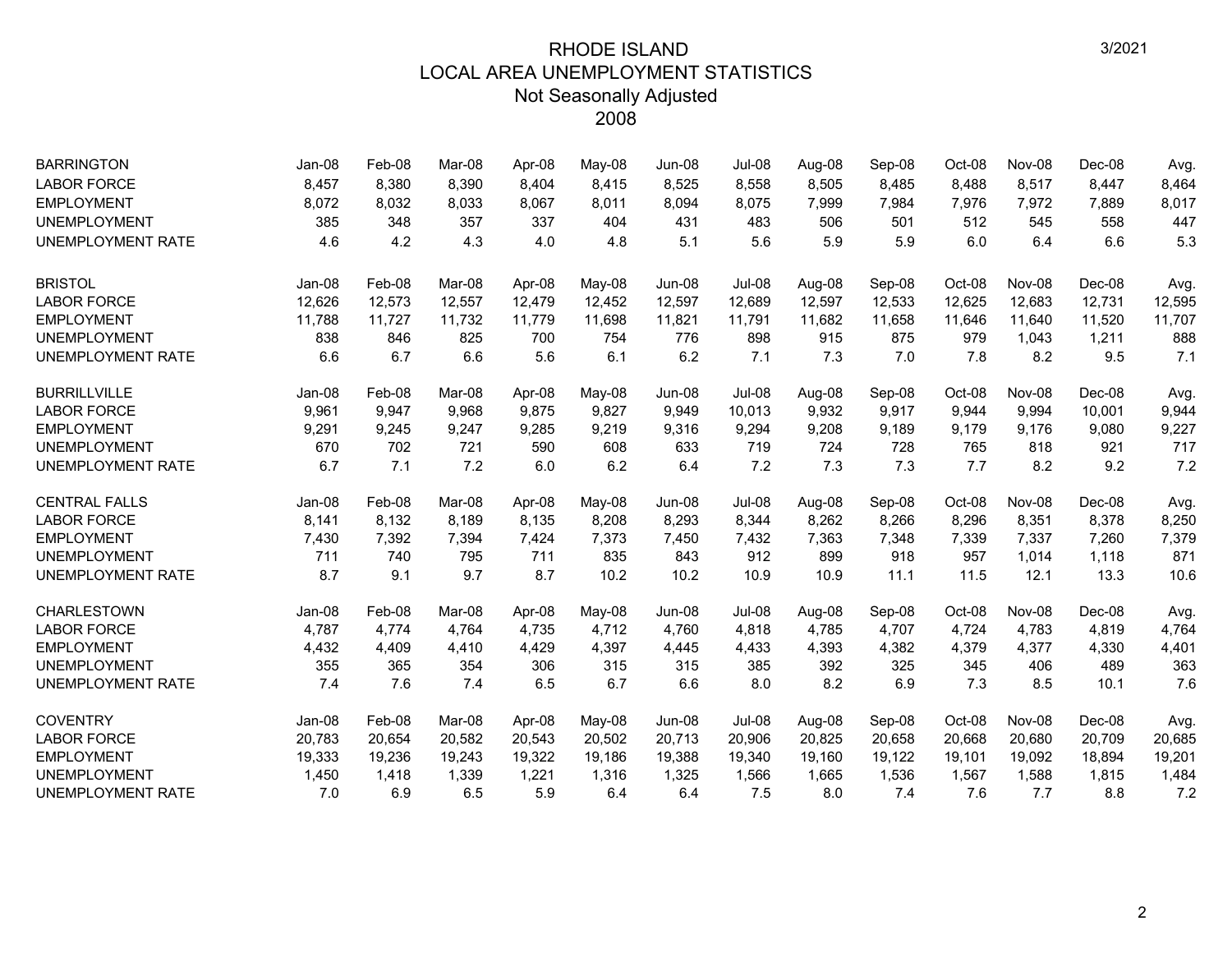# RHODE ISLAND
## LOCAL AREA UNEMPLOYMENT STATISTICS
### Not Seasonally Adjusted
### 2008

3/2021

| BARRINGTON | Jan-08 | Feb-08 | Mar-08 | Apr-08 | May-08 | Jun-08 | Jul-08 | Aug-08 | Sep-08 | Oct-08 | Nov-08 | Dec-08 | Avg. |
|---|---|---|---|---|---|---|---|---|---|---|---|---|---|
| LABOR FORCE | 8,457 | 8,380 | 8,390 | 8,404 | 8,415 | 8,525 | 8,558 | 8,505 | 8,485 | 8,488 | 8,517 | 8,447 | 8,464 |
| EMPLOYMENT | 8,072 | 8,032 | 8,033 | 8,067 | 8,011 | 8,094 | 8,075 | 7,999 | 7,984 | 7,976 | 7,972 | 7,889 | 8,017 |
| UNEMPLOYMENT | 385 | 348 | 357 | 337 | 404 | 431 | 483 | 506 | 501 | 512 | 545 | 558 | 447 |
| UNEMPLOYMENT RATE | 4.6 | 4.2 | 4.3 | 4.0 | 4.8 | 5.1 | 5.6 | 5.9 | 5.9 | 6.0 | 6.4 | 6.6 | 5.3 |

| BRISTOL | Jan-08 | Feb-08 | Mar-08 | Apr-08 | May-08 | Jun-08 | Jul-08 | Aug-08 | Sep-08 | Oct-08 | Nov-08 | Dec-08 | Avg. |
|---|---|---|---|---|---|---|---|---|---|---|---|---|---|
| LABOR FORCE | 12,626 | 12,573 | 12,557 | 12,479 | 12,452 | 12,597 | 12,689 | 12,597 | 12,533 | 12,625 | 12,683 | 12,731 | 12,595 |
| EMPLOYMENT | 11,788 | 11,727 | 11,732 | 11,779 | 11,698 | 11,821 | 11,791 | 11,682 | 11,658 | 11,646 | 11,640 | 11,520 | 11,707 |
| UNEMPLOYMENT | 838 | 846 | 825 | 700 | 754 | 776 | 898 | 915 | 875 | 979 | 1,043 | 1,211 | 888 |
| UNEMPLOYMENT RATE | 6.6 | 6.7 | 6.6 | 5.6 | 6.1 | 6.2 | 7.1 | 7.3 | 7.0 | 7.8 | 8.2 | 9.5 | 7.1 |

| BURRILLVILLE | Jan-08 | Feb-08 | Mar-08 | Apr-08 | May-08 | Jun-08 | Jul-08 | Aug-08 | Sep-08 | Oct-08 | Nov-08 | Dec-08 | Avg. |
|---|---|---|---|---|---|---|---|---|---|---|---|---|---|
| LABOR FORCE | 9,961 | 9,947 | 9,968 | 9,875 | 9,827 | 9,949 | 10,013 | 9,932 | 9,917 | 9,944 | 9,994 | 10,001 | 9,944 |
| EMPLOYMENT | 9,291 | 9,245 | 9,247 | 9,285 | 9,219 | 9,316 | 9,294 | 9,208 | 9,189 | 9,179 | 9,176 | 9,080 | 9,227 |
| UNEMPLOYMENT | 670 | 702 | 721 | 590 | 608 | 633 | 719 | 724 | 728 | 765 | 818 | 921 | 717 |
| UNEMPLOYMENT RATE | 6.7 | 7.1 | 7.2 | 6.0 | 6.2 | 6.4 | 7.2 | 7.3 | 7.3 | 7.7 | 8.2 | 9.2 | 7.2 |

| CENTRAL FALLS | Jan-08 | Feb-08 | Mar-08 | Apr-08 | May-08 | Jun-08 | Jul-08 | Aug-08 | Sep-08 | Oct-08 | Nov-08 | Dec-08 | Avg. |
|---|---|---|---|---|---|---|---|---|---|---|---|---|---|
| LABOR FORCE | 8,141 | 8,132 | 8,189 | 8,135 | 8,208 | 8,293 | 8,344 | 8,262 | 8,266 | 8,296 | 8,351 | 8,378 | 8,250 |
| EMPLOYMENT | 7,430 | 7,392 | 7,394 | 7,424 | 7,373 | 7,450 | 7,432 | 7,363 | 7,348 | 7,339 | 7,337 | 7,260 | 7,379 |
| UNEMPLOYMENT | 711 | 740 | 795 | 711 | 835 | 843 | 912 | 899 | 918 | 957 | 1,014 | 1,118 | 871 |
| UNEMPLOYMENT RATE | 8.7 | 9.1 | 9.7 | 8.7 | 10.2 | 10.2 | 10.9 | 10.9 | 11.1 | 11.5 | 12.1 | 13.3 | 10.6 |

| CHARLESTOWN | Jan-08 | Feb-08 | Mar-08 | Apr-08 | May-08 | Jun-08 | Jul-08 | Aug-08 | Sep-08 | Oct-08 | Nov-08 | Dec-08 | Avg. |
|---|---|---|---|---|---|---|---|---|---|---|---|---|---|
| LABOR FORCE | 4,787 | 4,774 | 4,764 | 4,735 | 4,712 | 4,760 | 4,818 | 4,785 | 4,707 | 4,724 | 4,783 | 4,819 | 4,764 |
| EMPLOYMENT | 4,432 | 4,409 | 4,410 | 4,429 | 4,397 | 4,445 | 4,433 | 4,393 | 4,382 | 4,379 | 4,377 | 4,330 | 4,401 |
| UNEMPLOYMENT | 355 | 365 | 354 | 306 | 315 | 315 | 385 | 392 | 325 | 345 | 406 | 489 | 363 |
| UNEMPLOYMENT RATE | 7.4 | 7.6 | 7.4 | 6.5 | 6.7 | 6.6 | 8.0 | 8.2 | 6.9 | 7.3 | 8.5 | 10.1 | 7.6 |

| COVENTRY | Jan-08 | Feb-08 | Mar-08 | Apr-08 | May-08 | Jun-08 | Jul-08 | Aug-08 | Sep-08 | Oct-08 | Nov-08 | Dec-08 | Avg. |
|---|---|---|---|---|---|---|---|---|---|---|---|---|---|
| LABOR FORCE | 20,783 | 20,654 | 20,582 | 20,543 | 20,502 | 20,713 | 20,906 | 20,825 | 20,658 | 20,668 | 20,680 | 20,709 | 20,685 |
| EMPLOYMENT | 19,333 | 19,236 | 19,243 | 19,322 | 19,186 | 19,388 | 19,340 | 19,160 | 19,122 | 19,101 | 19,092 | 18,894 | 19,201 |
| UNEMPLOYMENT | 1,450 | 1,418 | 1,339 | 1,221 | 1,316 | 1,325 | 1,566 | 1,665 | 1,536 | 1,567 | 1,588 | 1,815 | 1,484 |
| UNEMPLOYMENT RATE | 7.0 | 6.9 | 6.5 | 5.9 | 6.4 | 6.4 | 7.5 | 8.0 | 7.4 | 7.6 | 7.7 | 8.8 | 7.2 |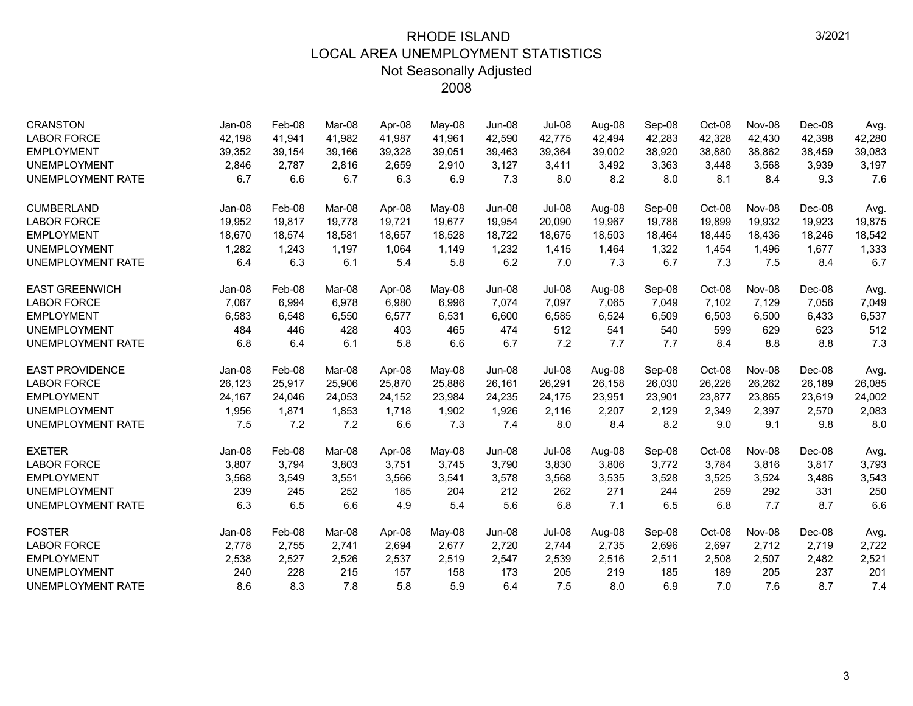# RHODE ISLAND
## LOCAL AREA UNEMPLOYMENT STATISTICS
### Not Seasonally Adjusted
### 2008

3/2021

| CRANSTON | Jan-08 | Feb-08 | Mar-08 | Apr-08 | May-08 | Jun-08 | Jul-08 | Aug-08 | Sep-08 | Oct-08 | Nov-08 | Dec-08 | Avg. |
|---|---|---|---|---|---|---|---|---|---|---|---|---|---|
| LABOR FORCE | 42,198 | 41,941 | 41,982 | 41,987 | 41,961 | 42,590 | 42,775 | 42,494 | 42,283 | 42,328 | 42,430 | 42,398 | 42,280 |
| EMPLOYMENT | 39,352 | 39,154 | 39,166 | 39,328 | 39,051 | 39,463 | 39,364 | 39,002 | 38,920 | 38,880 | 38,862 | 38,459 | 39,083 |
| UNEMPLOYMENT | 2,846 | 2,787 | 2,816 | 2,659 | 2,910 | 3,127 | 3,411 | 3,492 | 3,363 | 3,448 | 3,568 | 3,939 | 3,197 |
| UNEMPLOYMENT RATE | 6.7 | 6.6 | 6.7 | 6.3 | 6.9 | 7.3 | 8.0 | 8.2 | 8.0 | 8.1 | 8.4 | 9.3 | 7.6 |

| CUMBERLAND | Jan-08 | Feb-08 | Mar-08 | Apr-08 | May-08 | Jun-08 | Jul-08 | Aug-08 | Sep-08 | Oct-08 | Nov-08 | Dec-08 | Avg. |
|---|---|---|---|---|---|---|---|---|---|---|---|---|---|
| LABOR FORCE | 19,952 | 19,817 | 19,778 | 19,721 | 19,677 | 19,954 | 20,090 | 19,967 | 19,786 | 19,899 | 19,932 | 19,923 | 19,875 |
| EMPLOYMENT | 18,670 | 18,574 | 18,581 | 18,657 | 18,528 | 18,722 | 18,675 | 18,503 | 18,464 | 18,445 | 18,436 | 18,246 | 18,542 |
| UNEMPLOYMENT | 1,282 | 1,243 | 1,197 | 1,064 | 1,149 | 1,232 | 1,415 | 1,464 | 1,322 | 1,454 | 1,496 | 1,677 | 1,333 |
| UNEMPLOYMENT RATE | 6.4 | 6.3 | 6.1 | 5.4 | 5.8 | 6.2 | 7.0 | 7.3 | 6.7 | 7.3 | 7.5 | 8.4 | 6.7 |

| EAST GREENWICH | Jan-08 | Feb-08 | Mar-08 | Apr-08 | May-08 | Jun-08 | Jul-08 | Aug-08 | Sep-08 | Oct-08 | Nov-08 | Dec-08 | Avg. |
|---|---|---|---|---|---|---|---|---|---|---|---|---|---|
| LABOR FORCE | 7,067 | 6,994 | 6,978 | 6,980 | 6,996 | 7,074 | 7,097 | 7,065 | 7,049 | 7,102 | 7,129 | 7,056 | 7,049 |
| EMPLOYMENT | 6,583 | 6,548 | 6,550 | 6,577 | 6,531 | 6,600 | 6,585 | 6,524 | 6,509 | 6,503 | 6,500 | 6,433 | 6,537 |
| UNEMPLOYMENT | 484 | 446 | 428 | 403 | 465 | 474 | 512 | 541 | 540 | 599 | 629 | 623 | 512 |
| UNEMPLOYMENT RATE | 6.8 | 6.4 | 6.1 | 5.8 | 6.6 | 6.7 | 7.2 | 7.7 | 7.7 | 8.4 | 8.8 | 8.8 | 7.3 |

| EAST PROVIDENCE | Jan-08 | Feb-08 | Mar-08 | Apr-08 | May-08 | Jun-08 | Jul-08 | Aug-08 | Sep-08 | Oct-08 | Nov-08 | Dec-08 | Avg. |
|---|---|---|---|---|---|---|---|---|---|---|---|---|---|
| LABOR FORCE | 26,123 | 25,917 | 25,906 | 25,870 | 25,886 | 26,161 | 26,291 | 26,158 | 26,030 | 26,226 | 26,262 | 26,189 | 26,085 |
| EMPLOYMENT | 24,167 | 24,046 | 24,053 | 24,152 | 23,984 | 24,235 | 24,175 | 23,951 | 23,901 | 23,877 | 23,865 | 23,619 | 24,002 |
| UNEMPLOYMENT | 1,956 | 1,871 | 1,853 | 1,718 | 1,902 | 1,926 | 2,116 | 2,207 | 2,129 | 2,349 | 2,397 | 2,570 | 2,083 |
| UNEMPLOYMENT RATE | 7.5 | 7.2 | 7.2 | 6.6 | 7.3 | 7.4 | 8.0 | 8.4 | 8.2 | 9.0 | 9.1 | 9.8 | 8.0 |

| EXETER | Jan-08 | Feb-08 | Mar-08 | Apr-08 | May-08 | Jun-08 | Jul-08 | Aug-08 | Sep-08 | Oct-08 | Nov-08 | Dec-08 | Avg. |
|---|---|---|---|---|---|---|---|---|---|---|---|---|---|
| LABOR FORCE | 3,807 | 3,794 | 3,803 | 3,751 | 3,745 | 3,790 | 3,830 | 3,806 | 3,772 | 3,784 | 3,816 | 3,817 | 3,793 |
| EMPLOYMENT | 3,568 | 3,549 | 3,551 | 3,566 | 3,541 | 3,578 | 3,568 | 3,535 | 3,528 | 3,525 | 3,524 | 3,486 | 3,543 |
| UNEMPLOYMENT | 239 | 245 | 252 | 185 | 204 | 212 | 262 | 271 | 244 | 259 | 292 | 331 | 250 |
| UNEMPLOYMENT RATE | 6.3 | 6.5 | 6.6 | 4.9 | 5.4 | 5.6 | 6.8 | 7.1 | 6.5 | 6.8 | 7.7 | 8.7 | 6.6 |

| FOSTER | Jan-08 | Feb-08 | Mar-08 | Apr-08 | May-08 | Jun-08 | Jul-08 | Aug-08 | Sep-08 | Oct-08 | Nov-08 | Dec-08 | Avg. |
|---|---|---|---|---|---|---|---|---|---|---|---|---|---|
| LABOR FORCE | 2,778 | 2,755 | 2,741 | 2,694 | 2,677 | 2,720 | 2,744 | 2,735 | 2,696 | 2,697 | 2,712 | 2,719 | 2,722 |
| EMPLOYMENT | 2,538 | 2,527 | 2,526 | 2,537 | 2,519 | 2,547 | 2,539 | 2,516 | 2,511 | 2,508 | 2,507 | 2,482 | 2,521 |
| UNEMPLOYMENT | 240 | 228 | 215 | 157 | 158 | 173 | 205 | 219 | 185 | 189 | 205 | 237 | 201 |
| UNEMPLOYMENT RATE | 8.6 | 8.3 | 7.8 | 5.8 | 5.9 | 6.4 | 7.5 | 8.0 | 6.9 | 7.0 | 7.6 | 8.7 | 7.4 |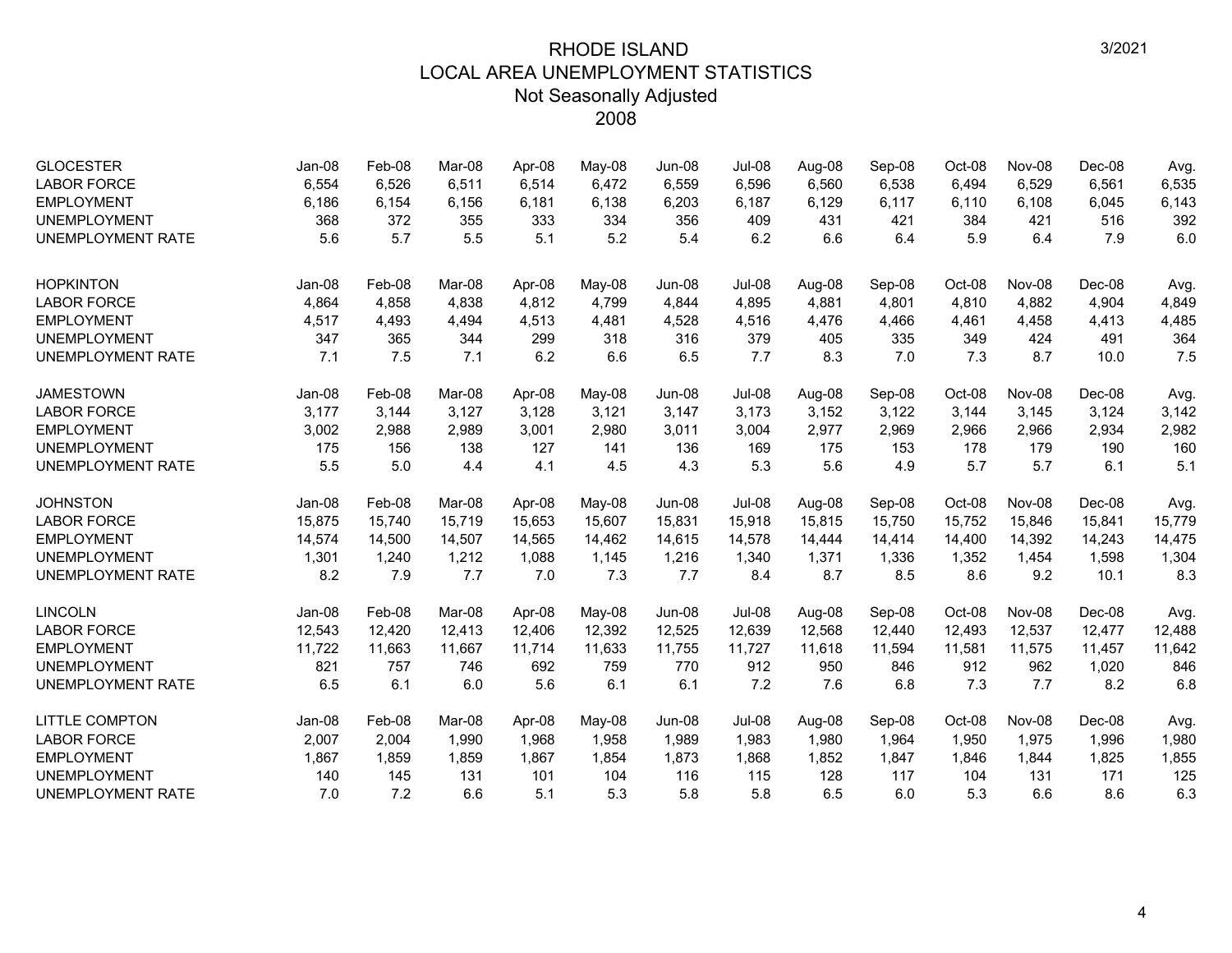# RHODE ISLAND
## LOCAL AREA UNEMPLOYMENT STATISTICS
### Not Seasonally Adjusted
### 2008

| GLOCESTER | Jan-08 | Feb-08 | Mar-08 | Apr-08 | May-08 | Jun-08 | Jul-08 | Aug-08 | Sep-08 | Oct-08 | Nov-08 | Dec-08 | Avg. |
|---|---|---|---|---|---|---|---|---|---|---|---|---|---|
| LABOR FORCE | 6,554 | 6,526 | 6,511 | 6,514 | 6,472 | 6,559 | 6,596 | 6,560 | 6,538 | 6,494 | 6,529 | 6,561 | 6,535 |
| EMPLOYMENT | 6,186 | 6,154 | 6,156 | 6,181 | 6,138 | 6,203 | 6,187 | 6,129 | 6,117 | 6,110 | 6,108 | 6,045 | 6,143 |
| UNEMPLOYMENT | 368 | 372 | 355 | 333 | 334 | 356 | 409 | 431 | 421 | 384 | 421 | 516 | 392 |
| UNEMPLOYMENT RATE | 5.6 | 5.7 | 5.5 | 5.1 | 5.2 | 5.4 | 6.2 | 6.6 | 6.4 | 5.9 | 6.4 | 7.9 | 6.0 |

| HOPKINTON | Jan-08 | Feb-08 | Mar-08 | Apr-08 | May-08 | Jun-08 | Jul-08 | Aug-08 | Sep-08 | Oct-08 | Nov-08 | Dec-08 | Avg. |
|---|---|---|---|---|---|---|---|---|---|---|---|---|---|
| LABOR FORCE | 4,864 | 4,858 | 4,838 | 4,812 | 4,799 | 4,844 | 4,895 | 4,881 | 4,801 | 4,810 | 4,882 | 4,904 | 4,849 |
| EMPLOYMENT | 4,517 | 4,493 | 4,494 | 4,513 | 4,481 | 4,528 | 4,516 | 4,476 | 4,466 | 4,461 | 4,458 | 4,413 | 4,485 |
| UNEMPLOYMENT | 347 | 365 | 344 | 299 | 318 | 316 | 379 | 405 | 335 | 349 | 424 | 491 | 364 |
| UNEMPLOYMENT RATE | 7.1 | 7.5 | 7.1 | 6.2 | 6.6 | 6.5 | 7.7 | 8.3 | 7.0 | 7.3 | 8.7 | 10.0 | 7.5 |

| JAMESTOWN | Jan-08 | Feb-08 | Mar-08 | Apr-08 | May-08 | Jun-08 | Jul-08 | Aug-08 | Sep-08 | Oct-08 | Nov-08 | Dec-08 | Avg. |
|---|---|---|---|---|---|---|---|---|---|---|---|---|---|
| LABOR FORCE | 3,177 | 3,144 | 3,127 | 3,128 | 3,121 | 3,147 | 3,173 | 3,152 | 3,122 | 3,144 | 3,145 | 3,124 | 3,142 |
| EMPLOYMENT | 3,002 | 2,988 | 2,989 | 3,001 | 2,980 | 3,011 | 3,004 | 2,977 | 2,969 | 2,966 | 2,966 | 2,934 | 2,982 |
| UNEMPLOYMENT | 175 | 156 | 138 | 127 | 141 | 136 | 169 | 175 | 153 | 178 | 179 | 190 | 160 |
| UNEMPLOYMENT RATE | 5.5 | 5.0 | 4.4 | 4.1 | 4.5 | 4.3 | 5.3 | 5.6 | 4.9 | 5.7 | 5.7 | 6.1 | 5.1 |

| JOHNSTON | Jan-08 | Feb-08 | Mar-08 | Apr-08 | May-08 | Jun-08 | Jul-08 | Aug-08 | Sep-08 | Oct-08 | Nov-08 | Dec-08 | Avg. |
|---|---|---|---|---|---|---|---|---|---|---|---|---|---|
| LABOR FORCE | 15,875 | 15,740 | 15,719 | 15,653 | 15,607 | 15,831 | 15,918 | 15,815 | 15,750 | 15,752 | 15,846 | 15,841 | 15,779 |
| EMPLOYMENT | 14,574 | 14,500 | 14,507 | 14,565 | 14,462 | 14,615 | 14,578 | 14,444 | 14,414 | 14,400 | 14,392 | 14,243 | 14,475 |
| UNEMPLOYMENT | 1,301 | 1,240 | 1,212 | 1,088 | 1,145 | 1,216 | 1,340 | 1,371 | 1,336 | 1,352 | 1,454 | 1,598 | 1,304 |
| UNEMPLOYMENT RATE | 8.2 | 7.9 | 7.7 | 7.0 | 7.3 | 7.7 | 8.4 | 8.7 | 8.5 | 8.6 | 9.2 | 10.1 | 8.3 |

| LINCOLN | Jan-08 | Feb-08 | Mar-08 | Apr-08 | May-08 | Jun-08 | Jul-08 | Aug-08 | Sep-08 | Oct-08 | Nov-08 | Dec-08 | Avg. |
|---|---|---|---|---|---|---|---|---|---|---|---|---|---|
| LABOR FORCE | 12,543 | 12,420 | 12,413 | 12,406 | 12,392 | 12,525 | 12,639 | 12,568 | 12,440 | 12,493 | 12,537 | 12,477 | 12,488 |
| EMPLOYMENT | 11,722 | 11,663 | 11,667 | 11,714 | 11,633 | 11,755 | 11,727 | 11,618 | 11,594 | 11,581 | 11,575 | 11,457 | 11,642 |
| UNEMPLOYMENT | 821 | 757 | 746 | 692 | 759 | 770 | 912 | 950 | 846 | 912 | 962 | 1,020 | 846 |
| UNEMPLOYMENT RATE | 6.5 | 6.1 | 6.0 | 5.6 | 6.1 | 6.1 | 7.2 | 7.6 | 6.8 | 7.3 | 7.7 | 8.2 | 6.8 |

| LITTLE COMPTON | Jan-08 | Feb-08 | Mar-08 | Apr-08 | May-08 | Jun-08 | Jul-08 | Aug-08 | Sep-08 | Oct-08 | Nov-08 | Dec-08 | Avg. |
|---|---|---|---|---|---|---|---|---|---|---|---|---|---|
| LABOR FORCE | 2,007 | 2,004 | 1,990 | 1,968 | 1,958 | 1,989 | 1,983 | 1,980 | 1,964 | 1,950 | 1,975 | 1,996 | 1,980 |
| EMPLOYMENT | 1,867 | 1,859 | 1,859 | 1,867 | 1,854 | 1,873 | 1,868 | 1,852 | 1,847 | 1,846 | 1,844 | 1,825 | 1,855 |
| UNEMPLOYMENT | 140 | 145 | 131 | 101 | 104 | 116 | 115 | 128 | 117 | 104 | 131 | 171 | 125 |
| UNEMPLOYMENT RATE | 7.0 | 7.2 | 6.6 | 5.1 | 5.3 | 5.8 | 5.8 | 6.5 | 6.0 | 5.3 | 6.6 | 8.6 | 6.3 |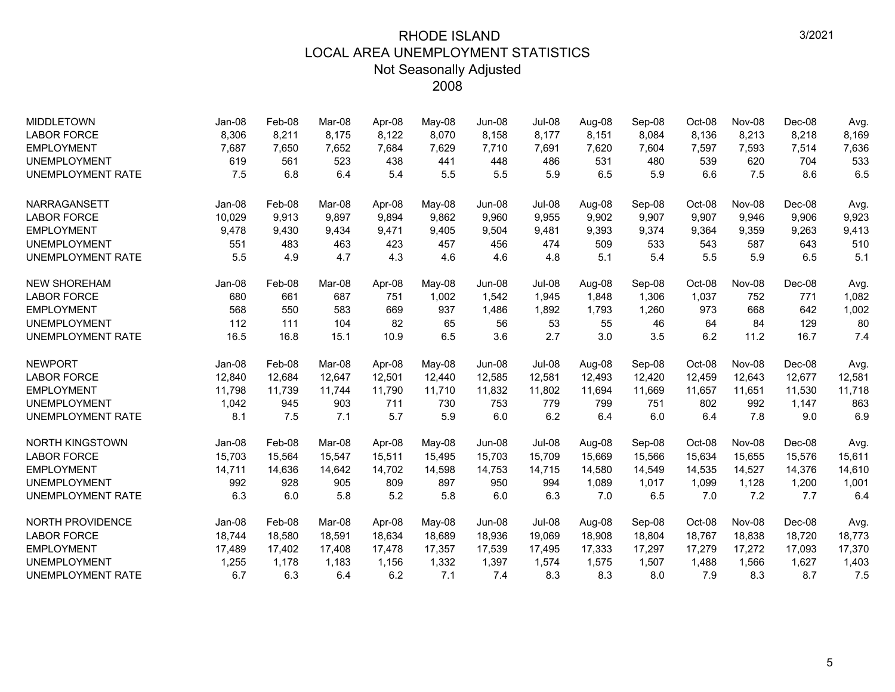# RHODE ISLAND
## LOCAL AREA UNEMPLOYMENT STATISTICS
### Not Seasonally Adjusted
### 2008

3/2021

| MIDDLETOWN | Jan-08 | Feb-08 | Mar-08 | Apr-08 | May-08 | Jun-08 | Jul-08 | Aug-08 | Sep-08 | Oct-08 | Nov-08 | Dec-08 | Avg. |
|---|---|---|---|---|---|---|---|---|---|---|---|---|---|
| LABOR FORCE | 8,306 | 8,211 | 8,175 | 8,122 | 8,070 | 8,158 | 8,177 | 8,151 | 8,084 | 8,136 | 8,213 | 8,218 | 8,169 |
| EMPLOYMENT | 7,687 | 7,650 | 7,652 | 7,684 | 7,629 | 7,710 | 7,691 | 7,620 | 7,604 | 7,597 | 7,593 | 7,514 | 7,636 |
| UNEMPLOYMENT | 619 | 561 | 523 | 438 | 441 | 448 | 486 | 531 | 480 | 539 | 620 | 704 | 533 |
| UNEMPLOYMENT RATE | 7.5 | 6.8 | 6.4 | 5.4 | 5.5 | 5.5 | 5.9 | 6.5 | 5.9 | 6.6 | 7.5 | 8.6 | 6.5 |

| NARRAGANSETT | Jan-08 | Feb-08 | Mar-08 | Apr-08 | May-08 | Jun-08 | Jul-08 | Aug-08 | Sep-08 | Oct-08 | Nov-08 | Dec-08 | Avg. |
|---|---|---|---|---|---|---|---|---|---|---|---|---|---|
| LABOR FORCE | 10,029 | 9,913 | 9,897 | 9,894 | 9,862 | 9,960 | 9,955 | 9,902 | 9,907 | 9,907 | 9,946 | 9,906 | 9,923 |
| EMPLOYMENT | 9,478 | 9,430 | 9,434 | 9,471 | 9,405 | 9,504 | 9,481 | 9,393 | 9,374 | 9,364 | 9,359 | 9,263 | 9,413 |
| UNEMPLOYMENT | 551 | 483 | 463 | 423 | 457 | 456 | 474 | 509 | 533 | 543 | 587 | 643 | 510 |
| UNEMPLOYMENT RATE | 5.5 | 4.9 | 4.7 | 4.3 | 4.6 | 4.6 | 4.8 | 5.1 | 5.4 | 5.5 | 5.9 | 6.5 | 5.1 |

| NEW SHOREHAM | Jan-08 | Feb-08 | Mar-08 | Apr-08 | May-08 | Jun-08 | Jul-08 | Aug-08 | Sep-08 | Oct-08 | Nov-08 | Dec-08 | Avg. |
|---|---|---|---|---|---|---|---|---|---|---|---|---|---|
| LABOR FORCE | 680 | 661 | 687 | 751 | 1,002 | 1,542 | 1,945 | 1,848 | 1,306 | 1,037 | 752 | 771 | 1,082 |
| EMPLOYMENT | 568 | 550 | 583 | 669 | 937 | 1,486 | 1,892 | 1,793 | 1,260 | 973 | 668 | 642 | 1,002 |
| UNEMPLOYMENT | 112 | 111 | 104 | 82 | 65 | 56 | 53 | 55 | 46 | 64 | 84 | 129 | 80 |
| UNEMPLOYMENT RATE | 16.5 | 16.8 | 15.1 | 10.9 | 6.5 | 3.6 | 2.7 | 3.0 | 3.5 | 6.2 | 11.2 | 16.7 | 7.4 |

| NEWPORT | Jan-08 | Feb-08 | Mar-08 | Apr-08 | May-08 | Jun-08 | Jul-08 | Aug-08 | Sep-08 | Oct-08 | Nov-08 | Dec-08 | Avg. |
|---|---|---|---|---|---|---|---|---|---|---|---|---|---|
| LABOR FORCE | 12,840 | 12,684 | 12,647 | 12,501 | 12,440 | 12,585 | 12,581 | 12,493 | 12,420 | 12,459 | 12,643 | 12,677 | 12,581 |
| EMPLOYMENT | 11,798 | 11,739 | 11,744 | 11,790 | 11,710 | 11,832 | 11,802 | 11,694 | 11,669 | 11,657 | 11,651 | 11,530 | 11,718 |
| UNEMPLOYMENT | 1,042 | 945 | 903 | 711 | 730 | 753 | 779 | 799 | 751 | 802 | 992 | 1,147 | 863 |
| UNEMPLOYMENT RATE | 8.1 | 7.5 | 7.1 | 5.7 | 5.9 | 6.0 | 6.2 | 6.4 | 6.0 | 6.4 | 7.8 | 9.0 | 6.9 |

| NORTH KINGSTOWN | Jan-08 | Feb-08 | Mar-08 | Apr-08 | May-08 | Jun-08 | Jul-08 | Aug-08 | Sep-08 | Oct-08 | Nov-08 | Dec-08 | Avg. |
|---|---|---|---|---|---|---|---|---|---|---|---|---|---|
| LABOR FORCE | 15,703 | 15,564 | 15,547 | 15,511 | 15,495 | 15,703 | 15,709 | 15,669 | 15,566 | 15,634 | 15,655 | 15,576 | 15,611 |
| EMPLOYMENT | 14,711 | 14,636 | 14,642 | 14,702 | 14,598 | 14,753 | 14,715 | 14,580 | 14,549 | 14,535 | 14,527 | 14,376 | 14,610 |
| UNEMPLOYMENT | 992 | 928 | 905 | 809 | 897 | 950 | 994 | 1,089 | 1,017 | 1,099 | 1,128 | 1,200 | 1,001 |
| UNEMPLOYMENT RATE | 6.3 | 6.0 | 5.8 | 5.2 | 5.8 | 6.0 | 6.3 | 7.0 | 6.5 | 7.0 | 7.2 | 7.7 | 6.4 |

| NORTH PROVIDENCE | Jan-08 | Feb-08 | Mar-08 | Apr-08 | May-08 | Jun-08 | Jul-08 | Aug-08 | Sep-08 | Oct-08 | Nov-08 | Dec-08 | Avg. |
|---|---|---|---|---|---|---|---|---|---|---|---|---|---|
| LABOR FORCE | 18,744 | 18,580 | 18,591 | 18,634 | 18,689 | 18,936 | 19,069 | 18,908 | 18,804 | 18,767 | 18,838 | 18,720 | 18,773 |
| EMPLOYMENT | 17,489 | 17,402 | 17,408 | 17,478 | 17,357 | 17,539 | 17,495 | 17,333 | 17,297 | 17,279 | 17,272 | 17,093 | 17,370 |
| UNEMPLOYMENT | 1,255 | 1,178 | 1,183 | 1,156 | 1,332 | 1,397 | 1,574 | 1,575 | 1,507 | 1,488 | 1,566 | 1,627 | 1,403 |
| UNEMPLOYMENT RATE | 6.7 | 6.3 | 6.4 | 6.2 | 7.1 | 7.4 | 8.3 | 8.3 | 8.0 | 7.9 | 8.3 | 8.7 | 7.5 |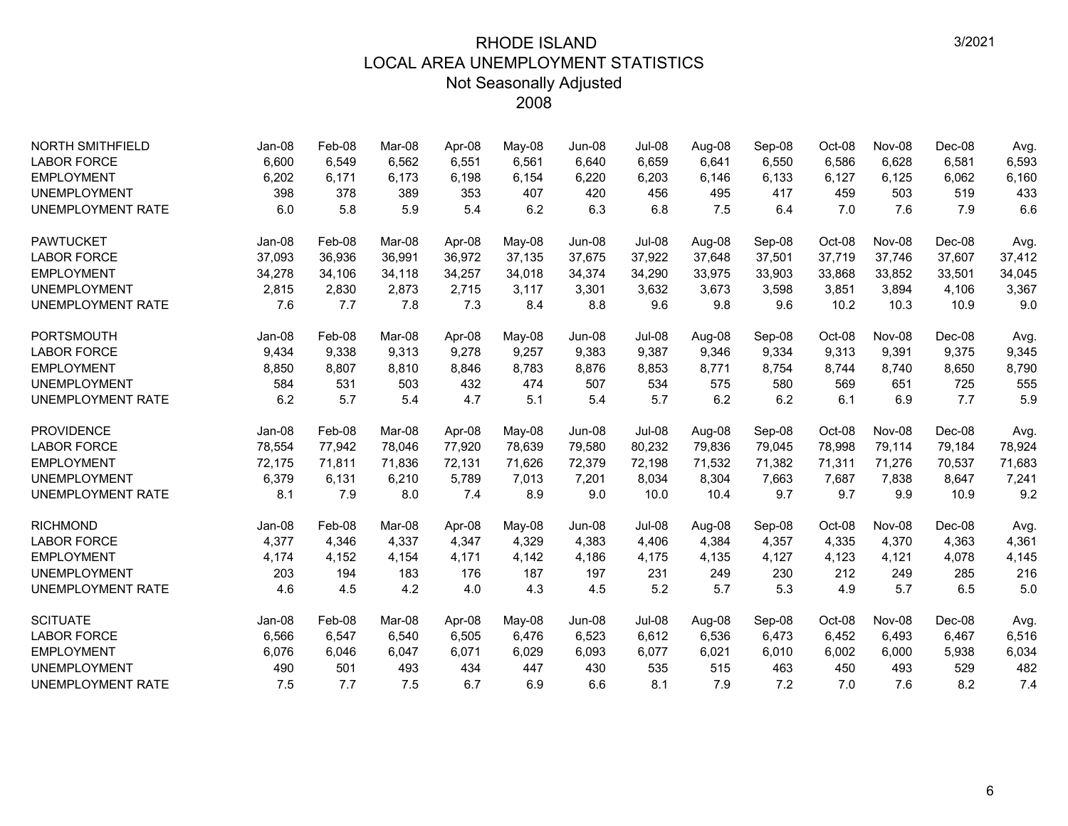# RHODE ISLAND
## LOCAL AREA UNEMPLOYMENT STATISTICS
### Not Seasonally Adjusted
### 2008

3/2021

| NORTH SMITHFIELD | Jan-08 | Feb-08 | Mar-08 | Apr-08 | May-08 | Jun-08 | Jul-08 | Aug-08 | Sep-08 | Oct-08 | Nov-08 | Dec-08 | Avg. |
|---|---|---|---|---|---|---|---|---|---|---|---|---|---|
| LABOR FORCE | 6,600 | 6,549 | 6,562 | 6,551 | 6,561 | 6,640 | 6,659 | 6,641 | 6,550 | 6,586 | 6,628 | 6,581 | 6,593 |
| EMPLOYMENT | 6,202 | 6,171 | 6,173 | 6,198 | 6,154 | 6,220 | 6,203 | 6,146 | 6,133 | 6,127 | 6,125 | 6,062 | 6,160 |
| UNEMPLOYMENT | 398 | 378 | 389 | 353 | 407 | 420 | 456 | 495 | 417 | 459 | 503 | 519 | 433 |
| UNEMPLOYMENT RATE | 6.0 | 5.8 | 5.9 | 5.4 | 6.2 | 6.3 | 6.8 | 7.5 | 6.4 | 7.0 | 7.6 | 7.9 | 6.6 |

| PAWTUCKET | Jan-08 | Feb-08 | Mar-08 | Apr-08 | May-08 | Jun-08 | Jul-08 | Aug-08 | Sep-08 | Oct-08 | Nov-08 | Dec-08 | Avg. |
|---|---|---|---|---|---|---|---|---|---|---|---|---|---|
| LABOR FORCE | 37,093 | 36,936 | 36,991 | 36,972 | 37,135 | 37,675 | 37,922 | 37,648 | 37,501 | 37,719 | 37,746 | 37,607 | 37,412 |
| EMPLOYMENT | 34,278 | 34,106 | 34,118 | 34,257 | 34,018 | 34,374 | 34,290 | 33,975 | 33,903 | 33,868 | 33,852 | 33,501 | 34,045 |
| UNEMPLOYMENT | 2,815 | 2,830 | 2,873 | 2,715 | 3,117 | 3,301 | 3,632 | 3,673 | 3,598 | 3,851 | 3,894 | 4,106 | 3,367 |
| UNEMPLOYMENT RATE | 7.6 | 7.7 | 7.8 | 7.3 | 8.4 | 8.8 | 9.6 | 9.8 | 9.6 | 10.2 | 10.3 | 10.9 | 9.0 |

| PORTSMOUTH | Jan-08 | Feb-08 | Mar-08 | Apr-08 | May-08 | Jun-08 | Jul-08 | Aug-08 | Sep-08 | Oct-08 | Nov-08 | Dec-08 | Avg. |
|---|---|---|---|---|---|---|---|---|---|---|---|---|---|
| LABOR FORCE | 9,434 | 9,338 | 9,313 | 9,278 | 9,257 | 9,383 | 9,387 | 9,346 | 9,334 | 9,313 | 9,391 | 9,375 | 9,345 |
| EMPLOYMENT | 8,850 | 8,807 | 8,810 | 8,846 | 8,783 | 8,876 | 8,853 | 8,771 | 8,754 | 8,744 | 8,740 | 8,650 | 8,790 |
| UNEMPLOYMENT | 584 | 531 | 503 | 432 | 474 | 507 | 534 | 575 | 580 | 569 | 651 | 725 | 555 |
| UNEMPLOYMENT RATE | 6.2 | 5.7 | 5.4 | 4.7 | 5.1 | 5.4 | 5.7 | 6.2 | 6.2 | 6.1 | 6.9 | 7.7 | 5.9 |

| PROVIDENCE | Jan-08 | Feb-08 | Mar-08 | Apr-08 | May-08 | Jun-08 | Jul-08 | Aug-08 | Sep-08 | Oct-08 | Nov-08 | Dec-08 | Avg. |
|---|---|---|---|---|---|---|---|---|---|---|---|---|---|
| LABOR FORCE | 78,554 | 77,942 | 78,046 | 77,920 | 78,639 | 79,580 | 80,232 | 79,836 | 79,045 | 78,998 | 79,114 | 79,184 | 78,924 |
| EMPLOYMENT | 72,175 | 71,811 | 71,836 | 72,131 | 71,626 | 72,379 | 72,198 | 71,532 | 71,382 | 71,311 | 71,276 | 70,537 | 71,683 |
| UNEMPLOYMENT | 6,379 | 6,131 | 6,210 | 5,789 | 7,013 | 7,201 | 8,034 | 8,304 | 7,663 | 7,687 | 7,838 | 8,647 | 7,241 |
| UNEMPLOYMENT RATE | 8.1 | 7.9 | 8.0 | 7.4 | 8.9 | 9.0 | 10.0 | 10.4 | 9.7 | 9.7 | 9.9 | 10.9 | 9.2 |

| RICHMOND | Jan-08 | Feb-08 | Mar-08 | Apr-08 | May-08 | Jun-08 | Jul-08 | Aug-08 | Sep-08 | Oct-08 | Nov-08 | Dec-08 | Avg. |
|---|---|---|---|---|---|---|---|---|---|---|---|---|---|
| LABOR FORCE | 4,377 | 4,346 | 4,337 | 4,347 | 4,329 | 4,383 | 4,406 | 4,384 | 4,357 | 4,335 | 4,370 | 4,363 | 4,361 |
| EMPLOYMENT | 4,174 | 4,152 | 4,154 | 4,171 | 4,142 | 4,186 | 4,175 | 4,135 | 4,127 | 4,123 | 4,121 | 4,078 | 4,145 |
| UNEMPLOYMENT | 203 | 194 | 183 | 176 | 187 | 197 | 231 | 249 | 230 | 212 | 249 | 285 | 216 |
| UNEMPLOYMENT RATE | 4.6 | 4.5 | 4.2 | 4.0 | 4.3 | 4.5 | 5.2 | 5.7 | 5.3 | 4.9 | 5.7 | 6.5 | 5.0 |

| SCITUATE | Jan-08 | Feb-08 | Mar-08 | Apr-08 | May-08 | Jun-08 | Jul-08 | Aug-08 | Sep-08 | Oct-08 | Nov-08 | Dec-08 | Avg. |
|---|---|---|---|---|---|---|---|---|---|---|---|---|---|
| LABOR FORCE | 6,566 | 6,547 | 6,540 | 6,505 | 6,476 | 6,523 | 6,612 | 6,536 | 6,473 | 6,452 | 6,493 | 6,467 | 6,516 |
| EMPLOYMENT | 6,076 | 6,046 | 6,047 | 6,071 | 6,029 | 6,093 | 6,077 | 6,021 | 6,010 | 6,002 | 6,000 | 5,938 | 6,034 |
| UNEMPLOYMENT | 490 | 501 | 493 | 434 | 447 | 430 | 535 | 515 | 463 | 450 | 493 | 529 | 482 |
| UNEMPLOYMENT RATE | 7.5 | 7.7 | 7.5 | 6.7 | 6.9 | 6.6 | 8.1 | 7.9 | 7.2 | 7.0 | 7.6 | 8.2 | 7.4 |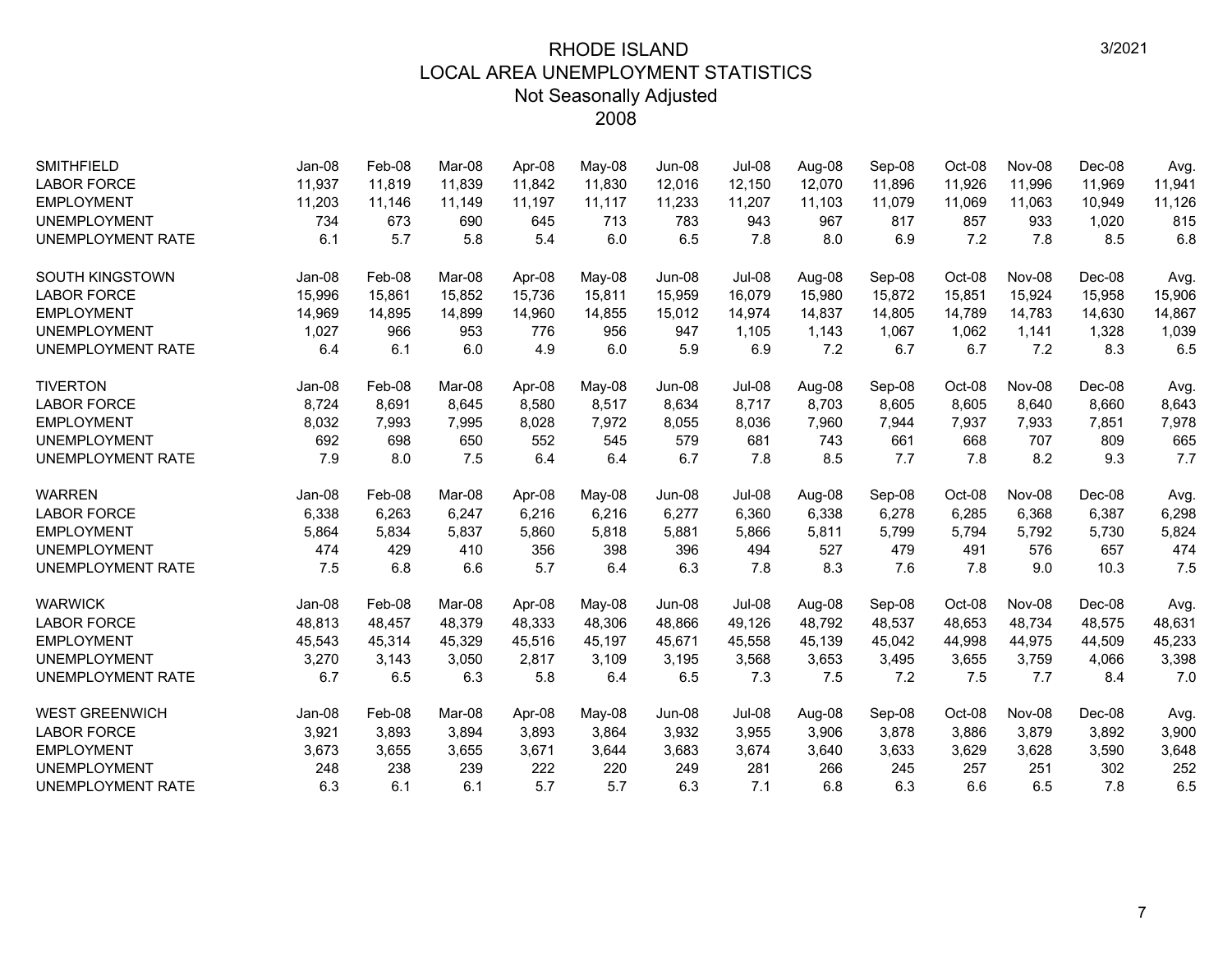# RHODE ISLAND
## LOCAL AREA UNEMPLOYMENT STATISTICS
### Not Seasonally Adjusted
### 2008

| SMITHFIELD | Jan-08 | Feb-08 | Mar-08 | Apr-08 | May-08 | Jun-08 | Jul-08 | Aug-08 | Sep-08 | Oct-08 | Nov-08 | Dec-08 | Avg. |
|---|---|---|---|---|---|---|---|---|---|---|---|---|---|
| LABOR FORCE | 11,937 | 11,819 | 11,839 | 11,842 | 11,830 | 12,016 | 12,150 | 12,070 | 11,896 | 11,926 | 11,996 | 11,969 | 11,941 |
| EMPLOYMENT | 11,203 | 11,146 | 11,149 | 11,197 | 11,117 | 11,233 | 11,207 | 11,103 | 11,079 | 11,069 | 11,063 | 10,949 | 11,126 |
| UNEMPLOYMENT | 734 | 673 | 690 | 645 | 713 | 783 | 943 | 967 | 817 | 857 | 933 | 1,020 | 815 |
| UNEMPLOYMENT RATE | 6.1 | 5.7 | 5.8 | 5.4 | 6.0 | 6.5 | 7.8 | 8.0 | 6.9 | 7.2 | 7.8 | 8.5 | 6.8 |

| SOUTH KINGSTOWN | Jan-08 | Feb-08 | Mar-08 | Apr-08 | May-08 | Jun-08 | Jul-08 | Aug-08 | Sep-08 | Oct-08 | Nov-08 | Dec-08 | Avg. |
|---|---|---|---|---|---|---|---|---|---|---|---|---|---|
| LABOR FORCE | 15,996 | 15,861 | 15,852 | 15,736 | 15,811 | 15,959 | 16,079 | 15,980 | 15,872 | 15,851 | 15,924 | 15,958 | 15,906 |
| EMPLOYMENT | 14,969 | 14,895 | 14,899 | 14,960 | 14,855 | 15,012 | 14,974 | 14,837 | 14,805 | 14,789 | 14,783 | 14,630 | 14,867 |
| UNEMPLOYMENT | 1,027 | 966 | 953 | 776 | 956 | 947 | 1,105 | 1,143 | 1,067 | 1,062 | 1,141 | 1,328 | 1,039 |
| UNEMPLOYMENT RATE | 6.4 | 6.1 | 6.0 | 4.9 | 6.0 | 5.9 | 6.9 | 7.2 | 6.7 | 6.7 | 7.2 | 8.3 | 6.5 |

| TIVERTON | Jan-08 | Feb-08 | Mar-08 | Apr-08 | May-08 | Jun-08 | Jul-08 | Aug-08 | Sep-08 | Oct-08 | Nov-08 | Dec-08 | Avg. |
|---|---|---|---|---|---|---|---|---|---|---|---|---|---|
| LABOR FORCE | 8,724 | 8,691 | 8,645 | 8,580 | 8,517 | 8,634 | 8,717 | 8,703 | 8,605 | 8,605 | 8,640 | 8,660 | 8,643 |
| EMPLOYMENT | 8,032 | 7,993 | 7,995 | 8,028 | 7,972 | 8,055 | 8,036 | 7,960 | 7,944 | 7,937 | 7,933 | 7,851 | 7,978 |
| UNEMPLOYMENT | 692 | 698 | 650 | 552 | 545 | 579 | 681 | 743 | 661 | 668 | 707 | 809 | 665 |
| UNEMPLOYMENT RATE | 7.9 | 8.0 | 7.5 | 6.4 | 6.4 | 6.7 | 7.8 | 8.5 | 7.7 | 7.8 | 8.2 | 9.3 | 7.7 |

| WARREN | Jan-08 | Feb-08 | Mar-08 | Apr-08 | May-08 | Jun-08 | Jul-08 | Aug-08 | Sep-08 | Oct-08 | Nov-08 | Dec-08 | Avg. |
|---|---|---|---|---|---|---|---|---|---|---|---|---|---|
| LABOR FORCE | 6,338 | 6,263 | 6,247 | 6,216 | 6,216 | 6,277 | 6,360 | 6,338 | 6,278 | 6,285 | 6,368 | 6,387 | 6,298 |
| EMPLOYMENT | 5,864 | 5,834 | 5,837 | 5,860 | 5,818 | 5,881 | 5,866 | 5,811 | 5,799 | 5,794 | 5,792 | 5,730 | 5,824 |
| UNEMPLOYMENT | 474 | 429 | 410 | 356 | 398 | 396 | 494 | 527 | 479 | 491 | 576 | 657 | 474 |
| UNEMPLOYMENT RATE | 7.5 | 6.8 | 6.6 | 5.7 | 6.4 | 6.3 | 7.8 | 8.3 | 7.6 | 7.8 | 9.0 | 10.3 | 7.5 |

| WARWICK | Jan-08 | Feb-08 | Mar-08 | Apr-08 | May-08 | Jun-08 | Jul-08 | Aug-08 | Sep-08 | Oct-08 | Nov-08 | Dec-08 | Avg. |
|---|---|---|---|---|---|---|---|---|---|---|---|---|---|
| LABOR FORCE | 48,813 | 48,457 | 48,379 | 48,333 | 48,306 | 48,866 | 49,126 | 48,792 | 48,537 | 48,653 | 48,734 | 48,575 | 48,631 |
| EMPLOYMENT | 45,543 | 45,314 | 45,329 | 45,516 | 45,197 | 45,671 | 45,558 | 45,139 | 45,042 | 44,998 | 44,975 | 44,509 | 45,233 |
| UNEMPLOYMENT | 3,270 | 3,143 | 3,050 | 2,817 | 3,109 | 3,195 | 3,568 | 3,653 | 3,495 | 3,655 | 3,759 | 4,066 | 3,398 |
| UNEMPLOYMENT RATE | 6.7 | 6.5 | 6.3 | 5.8 | 6.4 | 6.5 | 7.3 | 7.5 | 7.2 | 7.5 | 7.7 | 8.4 | 7.0 |

| WEST GREENWICH | Jan-08 | Feb-08 | Mar-08 | Apr-08 | May-08 | Jun-08 | Jul-08 | Aug-08 | Sep-08 | Oct-08 | Nov-08 | Dec-08 | Avg. |
|---|---|---|---|---|---|---|---|---|---|---|---|---|---|
| LABOR FORCE | 3,921 | 3,893 | 3,894 | 3,893 | 3,864 | 3,932 | 3,955 | 3,906 | 3,878 | 3,886 | 3,879 | 3,892 | 3,900 |
| EMPLOYMENT | 3,673 | 3,655 | 3,655 | 3,671 | 3,644 | 3,683 | 3,674 | 3,640 | 3,633 | 3,629 | 3,628 | 3,590 | 3,648 |
| UNEMPLOYMENT | 248 | 238 | 239 | 222 | 220 | 249 | 281 | 266 | 245 | 257 | 251 | 302 | 252 |
| UNEMPLOYMENT RATE | 6.3 | 6.1 | 6.1 | 5.7 | 5.7 | 6.3 | 7.1 | 6.8 | 6.3 | 6.6 | 6.5 | 7.8 | 6.5 |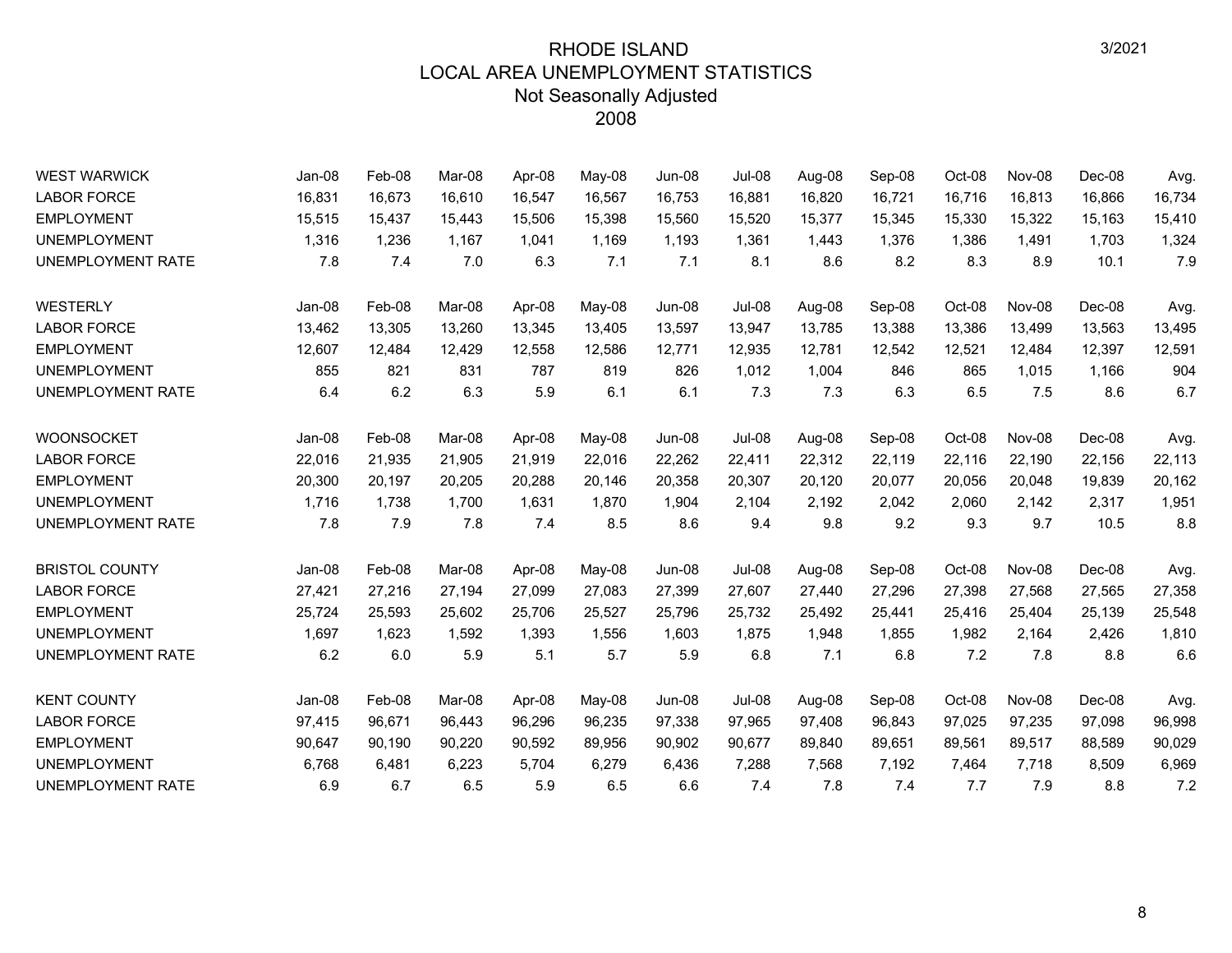# RHODE ISLAND
## LOCAL AREA UNEMPLOYMENT STATISTICS
### Not Seasonally Adjusted
### 2008

3/2021

| WEST WARWICK | Jan-08 | Feb-08 | Mar-08 | Apr-08 | May-08 | Jun-08 | Jul-08 | Aug-08 | Sep-08 | Oct-08 | Nov-08 | Dec-08 | Avg. |
|---|---|---|---|---|---|---|---|---|---|---|---|---|---|
| LABOR FORCE | 16,831 | 16,673 | 16,610 | 16,547 | 16,567 | 16,753 | 16,881 | 16,820 | 16,721 | 16,716 | 16,813 | 16,866 | 16,734 |
| EMPLOYMENT | 15,515 | 15,437 | 15,443 | 15,506 | 15,398 | 15,560 | 15,520 | 15,377 | 15,345 | 15,330 | 15,322 | 15,163 | 15,410 |
| UNEMPLOYMENT | 1,316 | 1,236 | 1,167 | 1,041 | 1,169 | 1,193 | 1,361 | 1,443 | 1,376 | 1,386 | 1,491 | 1,703 | 1,324 |
| UNEMPLOYMENT RATE | 7.8 | 7.4 | 7.0 | 6.3 | 7.1 | 7.1 | 8.1 | 8.6 | 8.2 | 8.3 | 8.9 | 10.1 | 7.9 |

| WESTERLY | Jan-08 | Feb-08 | Mar-08 | Apr-08 | May-08 | Jun-08 | Jul-08 | Aug-08 | Sep-08 | Oct-08 | Nov-08 | Dec-08 | Avg. |
|---|---|---|---|---|---|---|---|---|---|---|---|---|---|
| LABOR FORCE | 13,462 | 13,305 | 13,260 | 13,345 | 13,405 | 13,597 | 13,947 | 13,785 | 13,388 | 13,386 | 13,499 | 13,563 | 13,495 |
| EMPLOYMENT | 12,607 | 12,484 | 12,429 | 12,558 | 12,586 | 12,771 | 12,935 | 12,781 | 12,542 | 12,521 | 12,484 | 12,397 | 12,591 |
| UNEMPLOYMENT | 855 | 821 | 831 | 787 | 819 | 826 | 1,012 | 1,004 | 846 | 865 | 1,015 | 1,166 | 904 |
| UNEMPLOYMENT RATE | 6.4 | 6.2 | 6.3 | 5.9 | 6.1 | 6.1 | 7.3 | 7.3 | 6.3 | 6.5 | 7.5 | 8.6 | 6.7 |

| WOONSOCKET | Jan-08 | Feb-08 | Mar-08 | Apr-08 | May-08 | Jun-08 | Jul-08 | Aug-08 | Sep-08 | Oct-08 | Nov-08 | Dec-08 | Avg. |
|---|---|---|---|---|---|---|---|---|---|---|---|---|---|
| LABOR FORCE | 22,016 | 21,935 | 21,905 | 21,919 | 22,016 | 22,262 | 22,411 | 22,312 | 22,119 | 22,116 | 22,190 | 22,156 | 22,113 |
| EMPLOYMENT | 20,300 | 20,197 | 20,205 | 20,288 | 20,146 | 20,358 | 20,307 | 20,120 | 20,077 | 20,056 | 20,048 | 19,839 | 20,162 |
| UNEMPLOYMENT | 1,716 | 1,738 | 1,700 | 1,631 | 1,870 | 1,904 | 2,104 | 2,192 | 2,042 | 2,060 | 2,142 | 2,317 | 1,951 |
| UNEMPLOYMENT RATE | 7.8 | 7.9 | 7.8 | 7.4 | 8.5 | 8.6 | 9.4 | 9.8 | 9.2 | 9.3 | 9.7 | 10.5 | 8.8 |

| BRISTOL COUNTY | Jan-08 | Feb-08 | Mar-08 | Apr-08 | May-08 | Jun-08 | Jul-08 | Aug-08 | Sep-08 | Oct-08 | Nov-08 | Dec-08 | Avg. |
|---|---|---|---|---|---|---|---|---|---|---|---|---|---|
| LABOR FORCE | 27,421 | 27,216 | 27,194 | 27,099 | 27,083 | 27,399 | 27,607 | 27,440 | 27,296 | 27,398 | 27,568 | 27,565 | 27,358 |
| EMPLOYMENT | 25,724 | 25,593 | 25,602 | 25,706 | 25,527 | 25,796 | 25,732 | 25,492 | 25,441 | 25,416 | 25,404 | 25,139 | 25,548 |
| UNEMPLOYMENT | 1,697 | 1,623 | 1,592 | 1,393 | 1,556 | 1,603 | 1,875 | 1,948 | 1,855 | 1,982 | 2,164 | 2,426 | 1,810 |
| UNEMPLOYMENT RATE | 6.2 | 6.0 | 5.9 | 5.1 | 5.7 | 5.9 | 6.8 | 7.1 | 6.8 | 7.2 | 7.8 | 8.8 | 6.6 |

| KENT COUNTY | Jan-08 | Feb-08 | Mar-08 | Apr-08 | May-08 | Jun-08 | Jul-08 | Aug-08 | Sep-08 | Oct-08 | Nov-08 | Dec-08 | Avg. |
|---|---|---|---|---|---|---|---|---|---|---|---|---|---|
| LABOR FORCE | 97,415 | 96,671 | 96,443 | 96,296 | 96,235 | 97,338 | 97,965 | 97,408 | 96,843 | 97,025 | 97,235 | 97,098 | 96,998 |
| EMPLOYMENT | 90,647 | 90,190 | 90,220 | 90,592 | 89,956 | 90,902 | 90,677 | 89,840 | 89,651 | 89,561 | 89,517 | 88,589 | 90,029 |
| UNEMPLOYMENT | 6,768 | 6,481 | 6,223 | 5,704 | 6,279 | 6,436 | 7,288 | 7,568 | 7,192 | 7,464 | 7,718 | 8,509 | 6,969 |
| UNEMPLOYMENT RATE | 6.9 | 6.7 | 6.5 | 5.9 | 6.5 | 6.6 | 7.4 | 7.8 | 7.4 | 7.7 | 7.9 | 8.8 | 7.2 |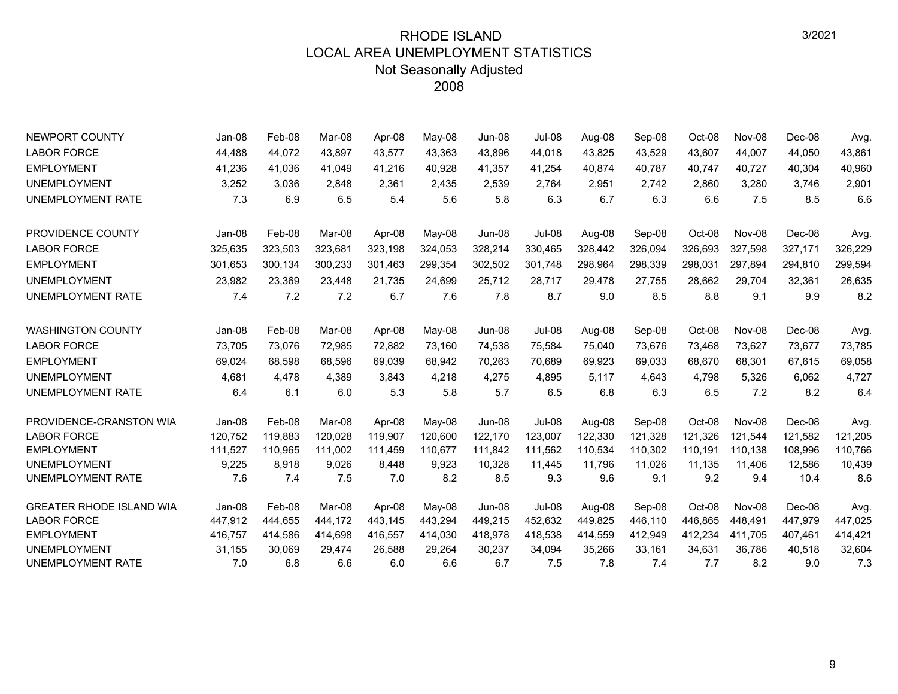# RHODE ISLAND
## LOCAL AREA UNEMPLOYMENT STATISTICS
### Not Seasonally Adjusted
### 2008

| NEWPORT COUNTY | Jan-08 | Feb-08 | Mar-08 | Apr-08 | May-08 | Jun-08 | Jul-08 | Aug-08 | Sep-08 | Oct-08 | Nov-08 | Dec-08 | Avg. |
|---|---|---|---|---|---|---|---|---|---|---|---|---|---|
| LABOR FORCE | 44,488 | 44,072 | 43,897 | 43,577 | 43,363 | 43,896 | 44,018 | 43,825 | 43,529 | 43,607 | 44,007 | 44,050 | 43,861 |
| EMPLOYMENT | 41,236 | 41,036 | 41,049 | 41,216 | 40,928 | 41,357 | 41,254 | 40,874 | 40,787 | 40,747 | 40,727 | 40,304 | 40,960 |
| UNEMPLOYMENT | 3,252 | 3,036 | 2,848 | 2,361 | 2,435 | 2,539 | 2,764 | 2,951 | 2,742 | 2,860 | 3,280 | 3,746 | 2,901 |
| UNEMPLOYMENT RATE | 7.3 | 6.9 | 6.5 | 5.4 | 5.6 | 5.8 | 6.3 | 6.7 | 6.3 | 6.6 | 7.5 | 8.5 | 6.6 |

| PROVIDENCE COUNTY | Jan-08 | Feb-08 | Mar-08 | Apr-08 | May-08 | Jun-08 | Jul-08 | Aug-08 | Sep-08 | Oct-08 | Nov-08 | Dec-08 | Avg. |
|---|---|---|---|---|---|---|---|---|---|---|---|---|---|
| LABOR FORCE | 325,635 | 323,503 | 323,681 | 323,198 | 324,053 | 328,214 | 330,465 | 328,442 | 326,094 | 326,693 | 327,598 | 327,171 | 326,229 |
| EMPLOYMENT | 301,653 | 300,134 | 300,233 | 301,463 | 299,354 | 302,502 | 301,748 | 298,964 | 298,339 | 298,031 | 297,894 | 294,810 | 299,594 |
| UNEMPLOYMENT | 23,982 | 23,369 | 23,448 | 21,735 | 24,699 | 25,712 | 28,717 | 29,478 | 27,755 | 28,662 | 29,704 | 32,361 | 26,635 |
| UNEMPLOYMENT RATE | 7.4 | 7.2 | 7.2 | 6.7 | 7.6 | 7.8 | 8.7 | 9.0 | 8.5 | 8.8 | 9.1 | 9.9 | 8.2 |

| WASHINGTON COUNTY | Jan-08 | Feb-08 | Mar-08 | Apr-08 | May-08 | Jun-08 | Jul-08 | Aug-08 | Sep-08 | Oct-08 | Nov-08 | Dec-08 | Avg. |
|---|---|---|---|---|---|---|---|---|---|---|---|---|---|
| LABOR FORCE | 73,705 | 73,076 | 72,985 | 72,882 | 73,160 | 74,538 | 75,584 | 75,040 | 73,676 | 73,468 | 73,627 | 73,677 | 73,785 |
| EMPLOYMENT | 69,024 | 68,598 | 68,596 | 69,039 | 68,942 | 70,263 | 70,689 | 69,923 | 69,033 | 68,670 | 68,301 | 67,615 | 69,058 |
| UNEMPLOYMENT | 4,681 | 4,478 | 4,389 | 3,843 | 4,218 | 4,275 | 4,895 | 5,117 | 4,643 | 4,798 | 5,326 | 6,062 | 4,727 |
| UNEMPLOYMENT RATE | 6.4 | 6.1 | 6.0 | 5.3 | 5.8 | 5.7 | 6.5 | 6.8 | 6.3 | 6.5 | 7.2 | 8.2 | 6.4 |

| PROVIDENCE-CRANSTON WIA | Jan-08 | Feb-08 | Mar-08 | Apr-08 | May-08 | Jun-08 | Jul-08 | Aug-08 | Sep-08 | Oct-08 | Nov-08 | Dec-08 | Avg. |
|---|---|---|---|---|---|---|---|---|---|---|---|---|---|
| LABOR FORCE | 120,752 | 119,883 | 120,028 | 119,907 | 120,600 | 122,170 | 123,007 | 122,330 | 121,328 | 121,326 | 121,544 | 121,582 | 121,205 |
| EMPLOYMENT | 111,527 | 110,965 | 111,002 | 111,459 | 110,677 | 111,842 | 111,562 | 110,534 | 110,302 | 110,191 | 110,138 | 108,996 | 110,766 |
| UNEMPLOYMENT | 9,225 | 8,918 | 9,026 | 8,448 | 9,923 | 10,328 | 11,445 | 11,796 | 11,026 | 11,135 | 11,406 | 12,586 | 10,439 |
| UNEMPLOYMENT RATE | 7.6 | 7.4 | 7.5 | 7.0 | 8.2 | 8.5 | 9.3 | 9.6 | 9.1 | 9.2 | 9.4 | 10.4 | 8.6 |

| GREATER RHODE ISLAND WIA | Jan-08 | Feb-08 | Mar-08 | Apr-08 | May-08 | Jun-08 | Jul-08 | Aug-08 | Sep-08 | Oct-08 | Nov-08 | Dec-08 | Avg. |
|---|---|---|---|---|---|---|---|---|---|---|---|---|---|
| LABOR FORCE | 447,912 | 444,655 | 444,172 | 443,145 | 443,294 | 449,215 | 452,632 | 449,825 | 446,110 | 446,865 | 448,491 | 447,979 | 447,025 |
| EMPLOYMENT | 416,757 | 414,586 | 414,698 | 416,557 | 414,030 | 418,978 | 418,538 | 414,559 | 412,949 | 412,234 | 411,705 | 407,461 | 414,421 |
| UNEMPLOYMENT | 31,155 | 30,069 | 29,474 | 26,588 | 29,264 | 30,237 | 34,094 | 35,266 | 33,161 | 34,631 | 36,786 | 40,518 | 32,604 |
| UNEMPLOYMENT RATE | 7.0 | 6.8 | 6.6 | 6.0 | 6.6 | 6.7 | 7.5 | 7.8 | 7.4 | 7.7 | 8.2 | 9.0 | 7.3 |